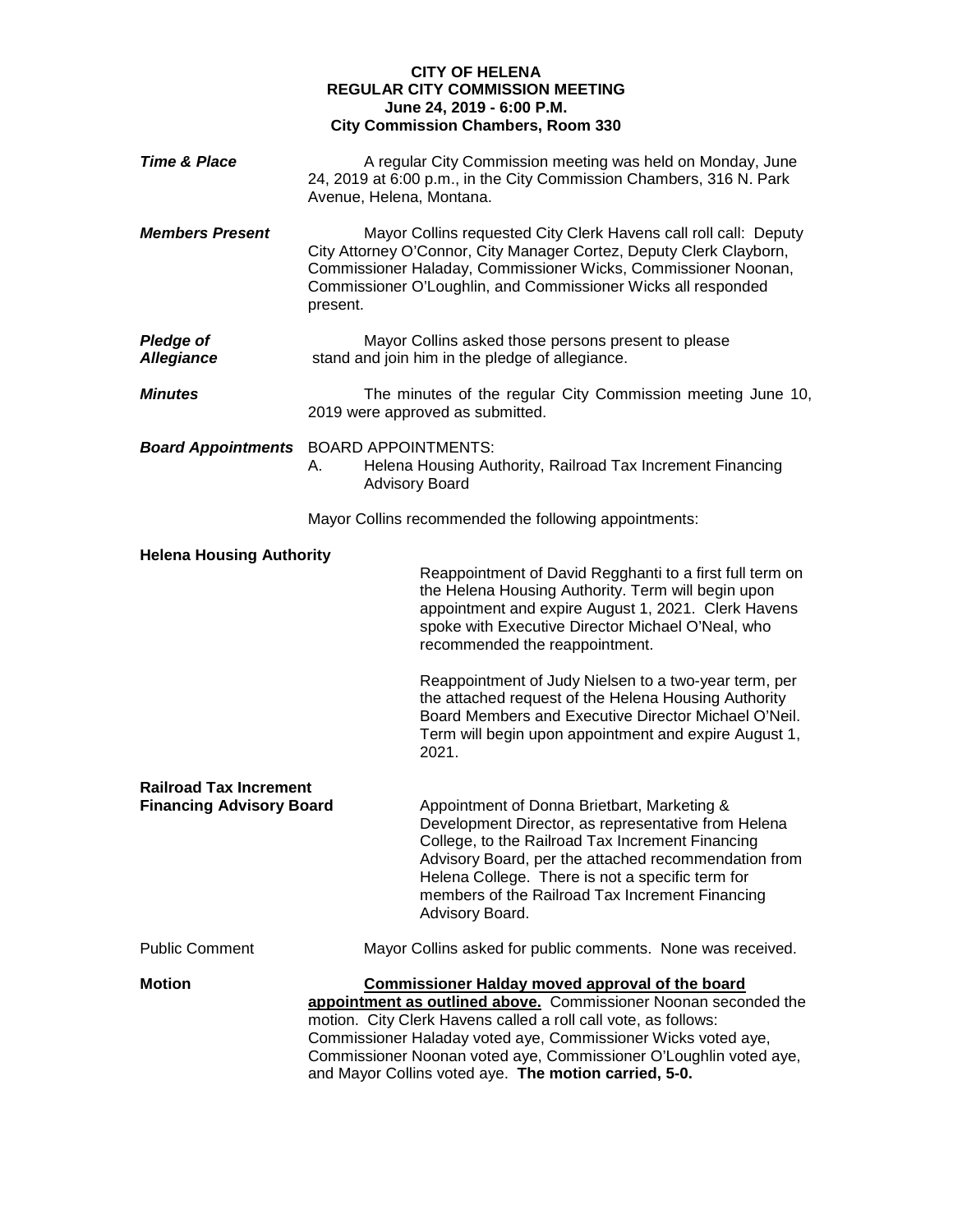**CITY OF HELENA**
**REGULAR CITY COMMISSION MEETING**
**June 24, 2019 - 6:00 P.M.**
**City Commission Chambers, Room 330**

***Time & Place*** A regular City Commission meeting was held on Monday, June 24, 2019 at 6:00 p.m., in the City Commission Chambers, 316 N. Park Avenue, Helena, Montana.

***Members Present*** Mayor Collins requested City Clerk Havens call roll call: Deputy City Attorney O'Connor, City Manager Cortez, Deputy Clerk Clayborn, Commissioner Haladay, Commissioner Wicks, Commissioner Noonan, Commissioner O'Loughlin, and Commissioner Wicks all responded present.

***Pledge of Allegiance*** Mayor Collins asked those persons present to please stand and join him in the pledge of allegiance.

***Minutes*** The minutes of the regular City Commission meeting June 10, 2019 were approved as submitted.

***Board Appointments*** BOARD APPOINTMENTS:

A. Helena Housing Authority, Railroad Tax Increment Financing Advisory Board

Mayor Collins recommended the following appointments:

**Helena Housing Authority**

Reappointment of David Regghanti to a first full term on the Helena Housing Authority. Term will begin upon appointment and expire August 1, 2021. Clerk Havens spoke with Executive Director Michael O'Neal, who recommended the reappointment.

Reappointment of Judy Nielsen to a two-year term, per the attached request of the Helena Housing Authority Board Members and Executive Director Michael O'Neil. Term will begin upon appointment and expire August 1, 2021.

**Railroad Tax Increment Financing Advisory Board**

Appointment of Donna Brietbart, Marketing & Development Director, as representative from Helena College, to the Railroad Tax Increment Financing Advisory Board, per the attached recommendation from Helena College. There is not a specific term for members of the Railroad Tax Increment Financing Advisory Board.

Public Comment Mayor Collins asked for public comments. None was received.

**Motion** **Commissioner Halday moved approval of the board appointment as outlined above.** Commissioner Noonan seconded the motion. City Clerk Havens called a roll call vote, as follows: Commissioner Haladay voted aye, Commissioner Wicks voted aye, Commissioner Noonan voted aye, Commissioner O'Loughlin voted aye, and Mayor Collins voted aye. **The motion carried, 5-0.**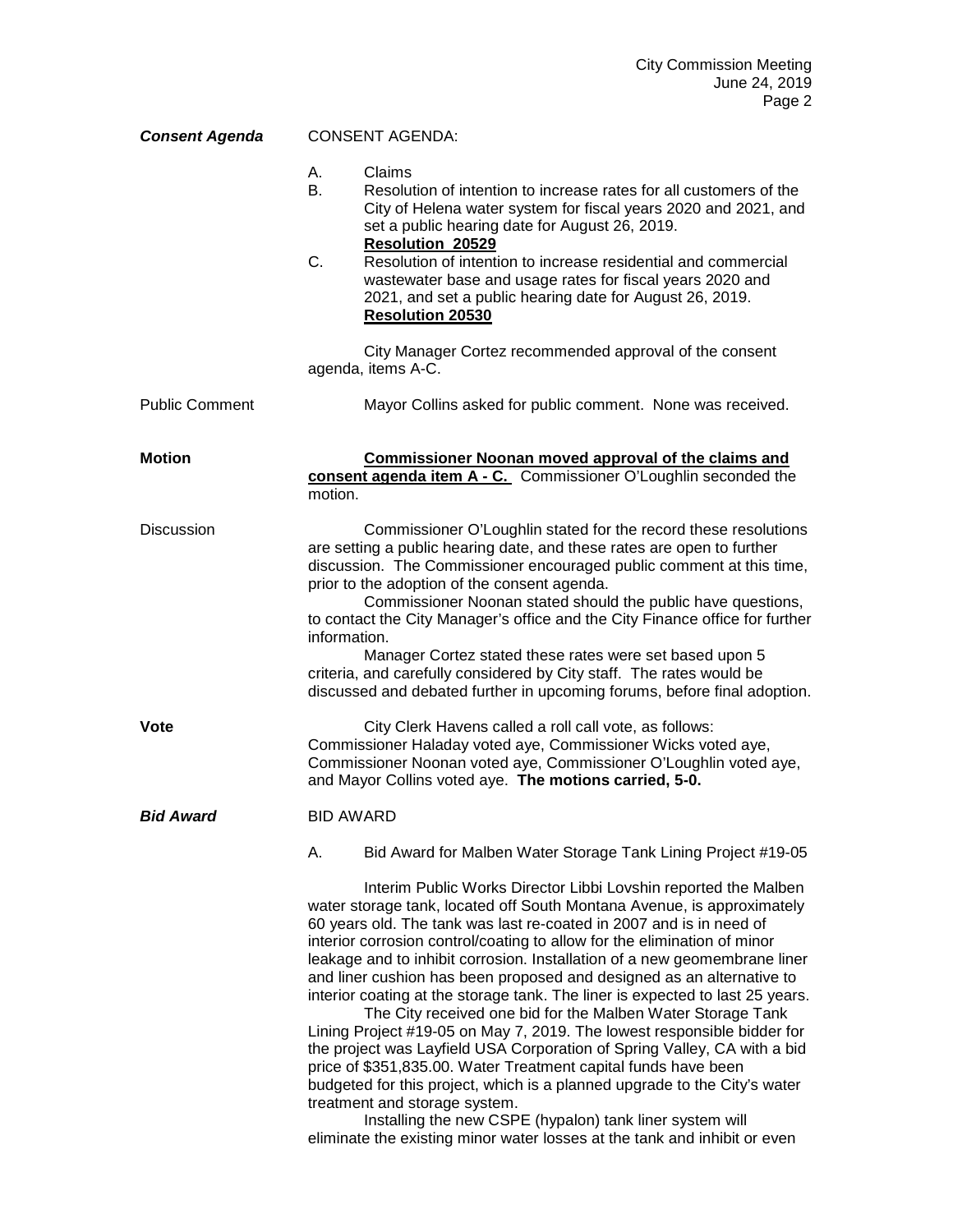***Consent Agenda*** CONSENT AGENDA:

A. Claims

B. Resolution of intention to increase rates for all customers of the City of Helena water system for fiscal years 2020 and 2021, and set a public hearing date for August 26, 2019.
**Resolution 20529**

C. Resolution of intention to increase residential and commercial wastewater base and usage rates for fiscal years 2020 and 2021, and set a public hearing date for August 26, 2019.
**Resolution 20530**

City Manager Cortez recommended approval of the consent agenda, items A-C.

Public Comment — Mayor Collins asked for public comment. None was received.

**Motion** — **Commissioner Noonan moved approval of the claims and consent agenda item A - C.** Commissioner O'Loughlin seconded the motion.

Discussion — Commissioner O'Loughlin stated for the record these resolutions are setting a public hearing date, and these rates are open to further discussion. The Commissioner encouraged public comment at this time, prior to the adoption of the consent agenda.

Commissioner Noonan stated should the public have questions, to contact the City Manager's office and the City Finance office for further information.

Manager Cortez stated these rates were set based upon 5 criteria, and carefully considered by City staff. The rates would be discussed and debated further in upcoming forums, before final adoption.

**Vote** — City Clerk Havens called a roll call vote, as follows: Commissioner Haladay voted aye, Commissioner Wicks voted aye, Commissioner Noonan voted aye, Commissioner O'Loughlin voted aye, and Mayor Collins voted aye. **The motions carried, 5-0.**

***Bid Award*** BID AWARD

A. Bid Award for Malben Water Storage Tank Lining Project #19-05

Interim Public Works Director Libbi Lovshin reported the Malben water storage tank, located off South Montana Avenue, is approximately 60 years old. The tank was last re-coated in 2007 and is in need of interior corrosion control/coating to allow for the elimination of minor leakage and to inhibit corrosion. Installation of a new geomembrane liner and liner cushion has been proposed and designed as an alternative to interior coating at the storage tank. The liner is expected to last 25 years.

The City received one bid for the Malben Water Storage Tank Lining Project #19-05 on May 7, 2019. The lowest responsible bidder for the project was Layfield USA Corporation of Spring Valley, CA with a bid price of $351,835.00. Water Treatment capital funds have been budgeted for this project, which is a planned upgrade to the City's water treatment and storage system.

Installing the new CSPE (hypalon) tank liner system will eliminate the existing minor water losses at the tank and inhibit or even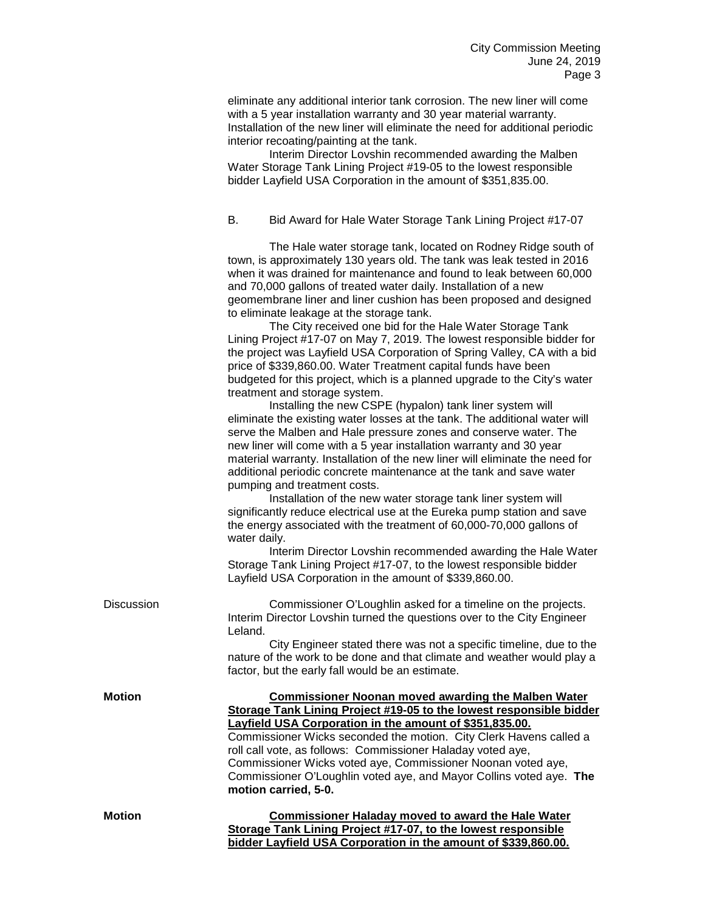eliminate any additional interior tank corrosion. The new liner will come with a 5 year installation warranty and 30 year material warranty. Installation of the new liner will eliminate the need for additional periodic interior recoating/painting at the tank.

Interim Director Lovshin recommended awarding the Malben Water Storage Tank Lining Project #19-05 to the lowest responsible bidder Layfield USA Corporation in the amount of $351,835.00.

B. Bid Award for Hale Water Storage Tank Lining Project #17-07

The Hale water storage tank, located on Rodney Ridge south of town, is approximately 130 years old. The tank was leak tested in 2016 when it was drained for maintenance and found to leak between 60,000 and 70,000 gallons of treated water daily. Installation of a new geomembrane liner and liner cushion has been proposed and designed to eliminate leakage at the storage tank.

The City received one bid for the Hale Water Storage Tank Lining Project #17-07 on May 7, 2019. The lowest responsible bidder for the project was Layfield USA Corporation of Spring Valley, CA with a bid price of $339,860.00. Water Treatment capital funds have been budgeted for this project, which is a planned upgrade to the City's water treatment and storage system.

Installing the new CSPE (hypalon) tank liner system will eliminate the existing water losses at the tank. The additional water will serve the Malben and Hale pressure zones and conserve water. The new liner will come with a 5 year installation warranty and 30 year material warranty. Installation of the new liner will eliminate the need for additional periodic concrete maintenance at the tank and save water pumping and treatment costs.

Installation of the new water storage tank liner system will significantly reduce electrical use at the Eureka pump station and save the energy associated with the treatment of 60,000-70,000 gallons of water daily.

Interim Director Lovshin recommended awarding the Hale Water Storage Tank Lining Project #17-07, to the lowest responsible bidder Layfield USA Corporation in the amount of $339,860.00.

Discussion

Commissioner O'Loughlin asked for a timeline on the projects. Interim Director Lovshin turned the questions over to the City Engineer Leland.

City Engineer stated there was not a specific timeline, due to the nature of the work to be done and that climate and weather would play a factor, but the early fall would be an estimate.

**Motion**

**Commissioner Noonan moved awarding the Malben Water Storage Tank Lining Project #19-05 to the lowest responsible bidder Layfield USA Corporation in the amount of $351,835.00.** Commissioner Wicks seconded the motion. City Clerk Havens called a roll call vote, as follows: Commissioner Haladay voted aye, Commissioner Wicks voted aye, Commissioner Noonan voted aye, Commissioner O'Loughlin voted aye, and Mayor Collins voted aye. **The motion carried, 5-0.**

**Motion**

**Commissioner Haladay moved to award the Hale Water Storage Tank Lining Project #17-07, to the lowest responsible bidder Layfield USA Corporation in the amount of $339,860.00.**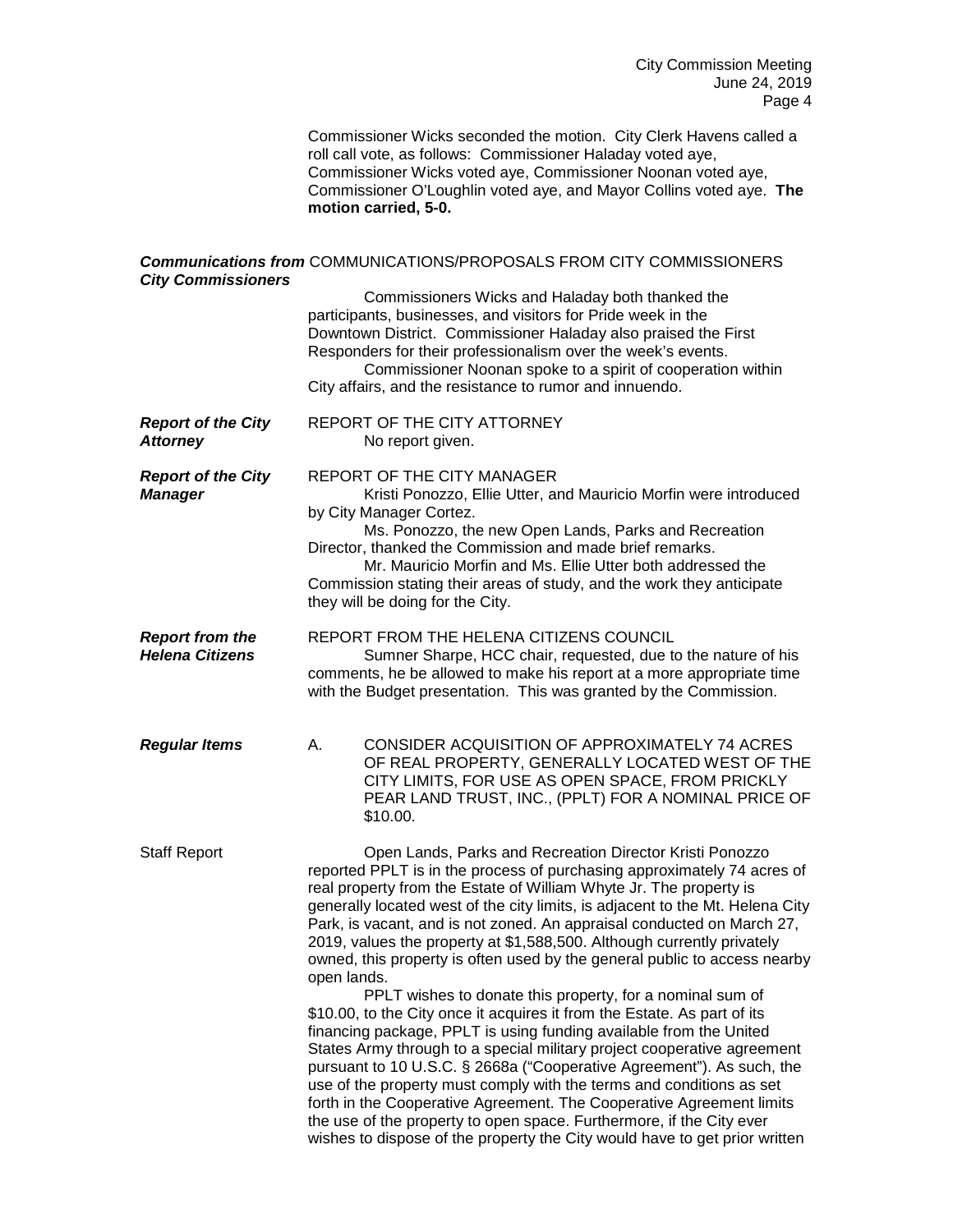Commissioner Wicks seconded the motion. City Clerk Havens called a roll call vote, as follows: Commissioner Haladay voted aye, Commissioner Wicks voted aye, Commissioner Noonan voted aye, Commissioner O'Loughlin voted aye, and Mayor Collins voted aye. **The motion carried, 5-0.**

***Communications from City Commissioners*** COMMUNICATIONS/PROPOSALS FROM CITY COMMISSIONERS

Commissioners Wicks and Haladay both thanked the participants, businesses, and visitors for Pride week in the Downtown District. Commissioner Haladay also praised the First Responders for their professionalism over the week's events.

Commissioner Noonan spoke to a spirit of cooperation within City affairs, and the resistance to rumor and innuendo.

***Report of the City Attorney*** REPORT OF THE CITY ATTORNEY

No report given.

***Report of the City Manager*** REPORT OF THE CITY MANAGER

Kristi Ponozzo, Ellie Utter, and Mauricio Morfin were introduced by City Manager Cortez.

Ms. Ponozzo, the new Open Lands, Parks and Recreation Director, thanked the Commission and made brief remarks.

Mr. Mauricio Morfin and Ms. Ellie Utter both addressed the Commission stating their areas of study, and the work they anticipate they will be doing for the City.

***Report from the Helena Citizens*** REPORT FROM THE HELENA CITIZENS COUNCIL

Sumner Sharpe, HCC chair, requested, due to the nature of his comments, he be allowed to make his report at a more appropriate time with the Budget presentation. This was granted by the Commission.

***Regular Items*** A. CONSIDER ACQUISITION OF APPROXIMATELY 74 ACRES OF REAL PROPERTY, GENERALLY LOCATED WEST OF THE CITY LIMITS, FOR USE AS OPEN SPACE, FROM PRICKLY PEAR LAND TRUST, INC., (PPLT) FOR A NOMINAL PRICE OF $10.00.

Staff Report

Open Lands, Parks and Recreation Director Kristi Ponozzo reported PPLT is in the process of purchasing approximately 74 acres of real property from the Estate of William Whyte Jr. The property is generally located west of the city limits, is adjacent to the Mt. Helena City Park, is vacant, and is not zoned. An appraisal conducted on March 27, 2019, values the property at $1,588,500. Although currently privately owned, this property is often used by the general public to access nearby open lands.

PPLT wishes to donate this property, for a nominal sum of $10.00, to the City once it acquires it from the Estate. As part of its financing package, PPLT is using funding available from the United States Army through to a special military project cooperative agreement pursuant to 10 U.S.C. § 2668a ("Cooperative Agreement"). As such, the use of the property must comply with the terms and conditions as set forth in the Cooperative Agreement. The Cooperative Agreement limits the use of the property to open space. Furthermore, if the City ever wishes to dispose of the property the City would have to get prior written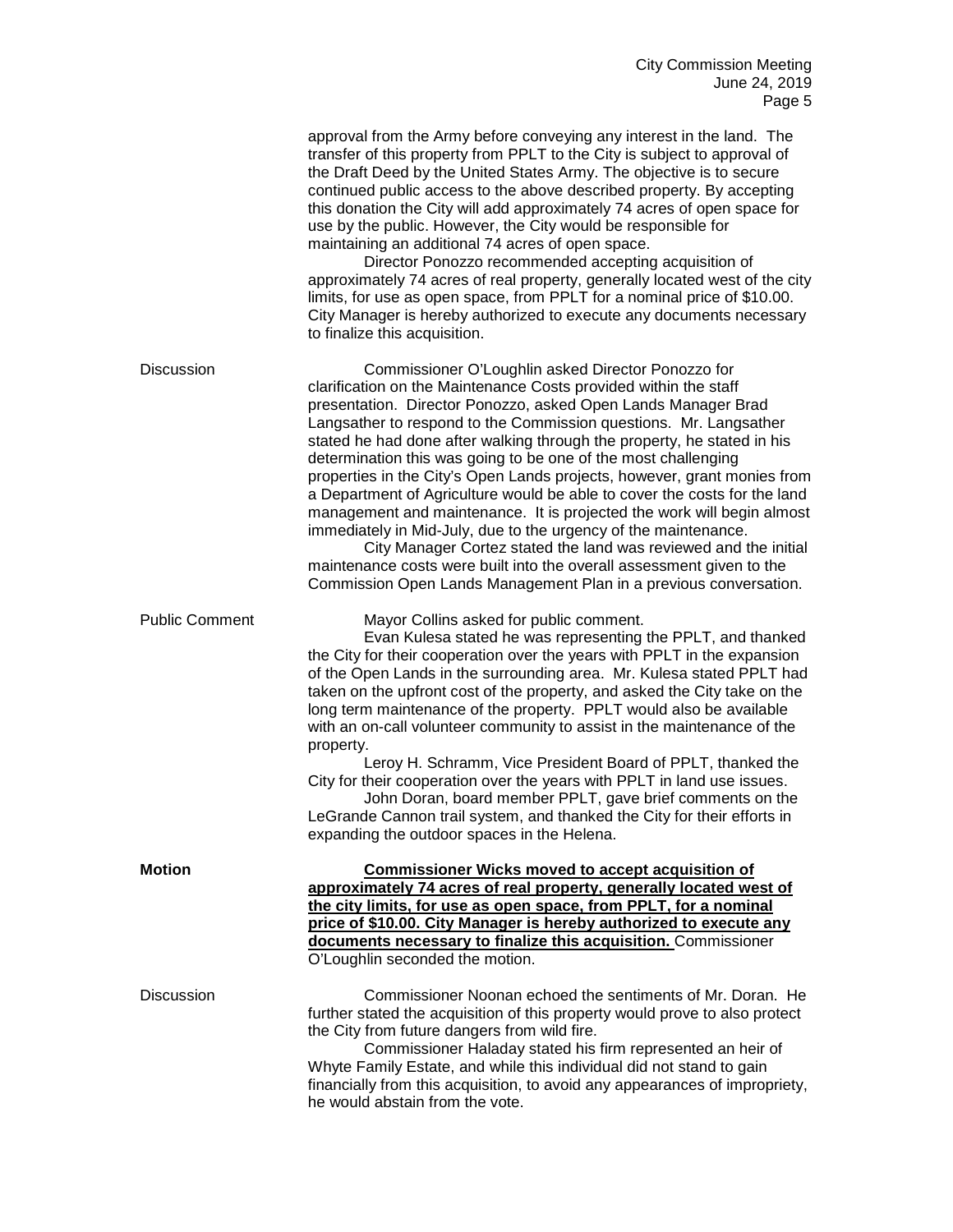approval from the Army before conveying any interest in the land. The transfer of this property from PPLT to the City is subject to approval of the Draft Deed by the United States Army. The objective is to secure continued public access to the above described property. By accepting this donation the City will add approximately 74 acres of open space for use by the public. However, the City would be responsible for maintaining an additional 74 acres of open space.

Director Ponozzo recommended accepting acquisition of approximately 74 acres of real property, generally located west of the city limits, for use as open space, from PPLT for a nominal price of $10.00. City Manager is hereby authorized to execute any documents necessary to finalize this acquisition.

Discussion

Commissioner O'Loughlin asked Director Ponozzo for clarification on the Maintenance Costs provided within the staff presentation. Director Ponozzo, asked Open Lands Manager Brad Langsather to respond to the Commission questions. Mr. Langsather stated he had done after walking through the property, he stated in his determination this was going to be one of the most challenging properties in the City's Open Lands projects, however, grant monies from a Department of Agriculture would be able to cover the costs for the land management and maintenance. It is projected the work will begin almost immediately in Mid-July, due to the urgency of the maintenance.

City Manager Cortez stated the land was reviewed and the initial maintenance costs were built into the overall assessment given to the Commission Open Lands Management Plan in a previous conversation.

Public Comment

Mayor Collins asked for public comment.

Evan Kulesa stated he was representing the PPLT, and thanked the City for their cooperation over the years with PPLT in the expansion of the Open Lands in the surrounding area. Mr. Kulesa stated PPLT had taken on the upfront cost of the property, and asked the City take on the long term maintenance of the property. PPLT would also be available with an on-call volunteer community to assist in the maintenance of the property.

Leroy H. Schramm, Vice President Board of PPLT, thanked the City for their cooperation over the years with PPLT in land use issues.

John Doran, board member PPLT, gave brief comments on the LeGrande Cannon trail system, and thanked the City for their efforts in expanding the outdoor spaces in the Helena.

**Motion**

**Commissioner Wicks moved to accept acquisition of approximately 74 acres of real property, generally located west of the city limits, for use as open space, from PPLT, for a nominal price of $10.00. City Manager is hereby authorized to execute any documents necessary to finalize this acquisition.** Commissioner O'Loughlin seconded the motion.

Discussion

Commissioner Noonan echoed the sentiments of Mr. Doran. He further stated the acquisition of this property would prove to also protect the City from future dangers from wild fire.

Commissioner Haladay stated his firm represented an heir of Whyte Family Estate, and while this individual did not stand to gain financially from this acquisition, to avoid any appearances of impropriety, he would abstain from the vote.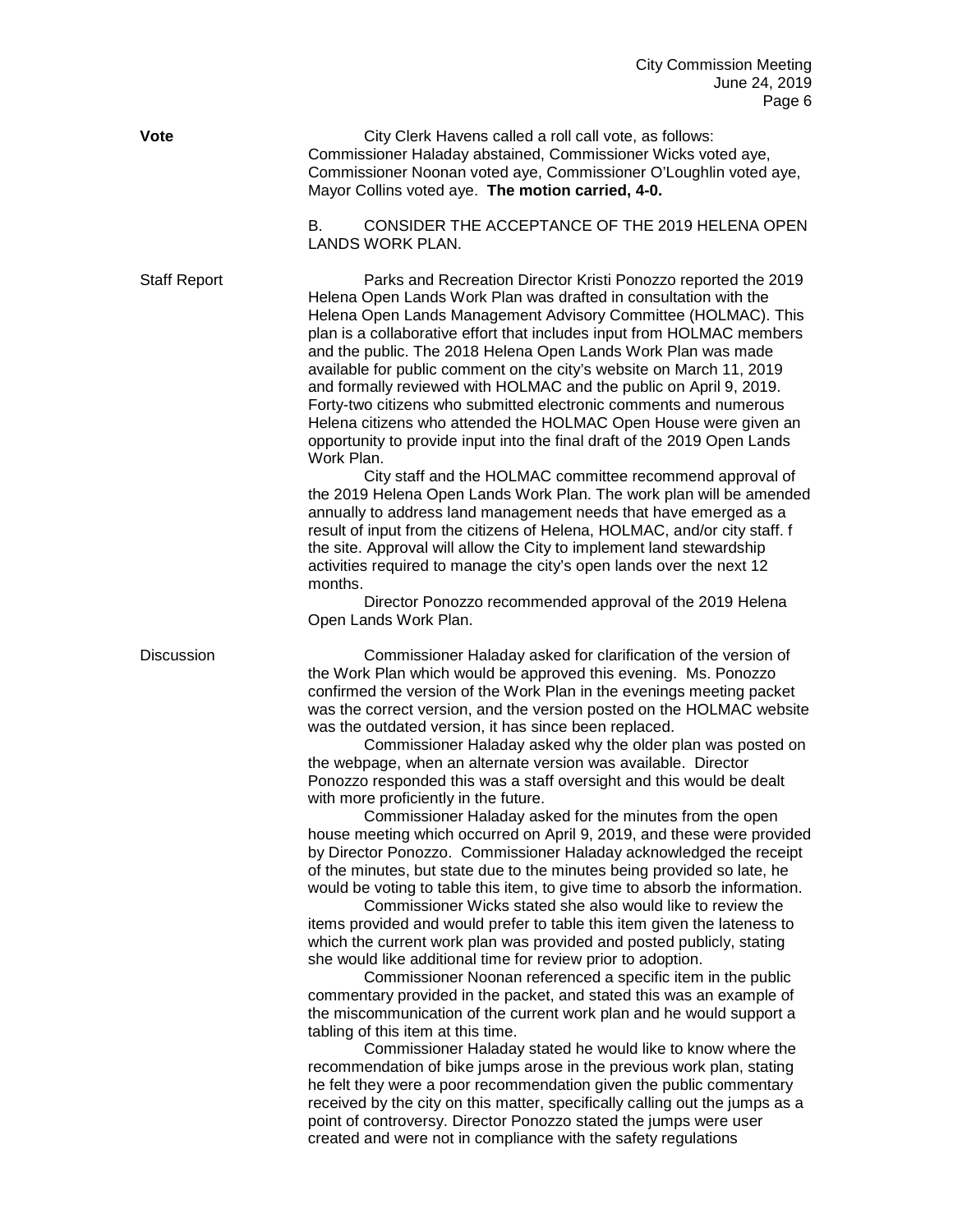**Vote**

City Clerk Havens called a roll call vote, as follows: Commissioner Haladay abstained, Commissioner Wicks voted aye, Commissioner Noonan voted aye, Commissioner O'Loughlin voted aye, Mayor Collins voted aye. **The motion carried, 4-0.**

B. CONSIDER THE ACCEPTANCE OF THE 2019 HELENA OPEN LANDS WORK PLAN.

Staff Report

Parks and Recreation Director Kristi Ponozzo reported the 2019 Helena Open Lands Work Plan was drafted in consultation with the Helena Open Lands Management Advisory Committee (HOLMAC). This plan is a collaborative effort that includes input from HOLMAC members and the public. The 2018 Helena Open Lands Work Plan was made available for public comment on the city's website on March 11, 2019 and formally reviewed with HOLMAC and the public on April 9, 2019. Forty-two citizens who submitted electronic comments and numerous Helena citizens who attended the HOLMAC Open House were given an opportunity to provide input into the final draft of the 2019 Open Lands Work Plan.

City staff and the HOLMAC committee recommend approval of the 2019 Helena Open Lands Work Plan. The work plan will be amended annually to address land management needs that have emerged as a result of input from the citizens of Helena, HOLMAC, and/or city staff. f the site. Approval will allow the City to implement land stewardship activities required to manage the city's open lands over the next 12 months.

Director Ponozzo recommended approval of the 2019 Helena Open Lands Work Plan.

Discussion

Commissioner Haladay asked for clarification of the version of the Work Plan which would be approved this evening. Ms. Ponozzo confirmed the version of the Work Plan in the evenings meeting packet was the correct version, and the version posted on the HOLMAC website was the outdated version, it has since been replaced.

Commissioner Haladay asked why the older plan was posted on the webpage, when an alternate version was available. Director Ponozzo responded this was a staff oversight and this would be dealt with more proficiently in the future.

Commissioner Haladay asked for the minutes from the open house meeting which occurred on April 9, 2019, and these were provided by Director Ponozzo. Commissioner Haladay acknowledged the receipt of the minutes, but state due to the minutes being provided so late, he would be voting to table this item, to give time to absorb the information.

Commissioner Wicks stated she also would like to review the items provided and would prefer to table this item given the lateness to which the current work plan was provided and posted publicly, stating she would like additional time for review prior to adoption.

Commissioner Noonan referenced a specific item in the public commentary provided in the packet, and stated this was an example of the miscommunication of the current work plan and he would support a tabling of this item at this time.

Commissioner Haladay stated he would like to know where the recommendation of bike jumps arose in the previous work plan, stating he felt they were a poor recommendation given the public commentary received by the city on this matter, specifically calling out the jumps as a point of controversy. Director Ponozzo stated the jumps were user created and were not in compliance with the safety regulations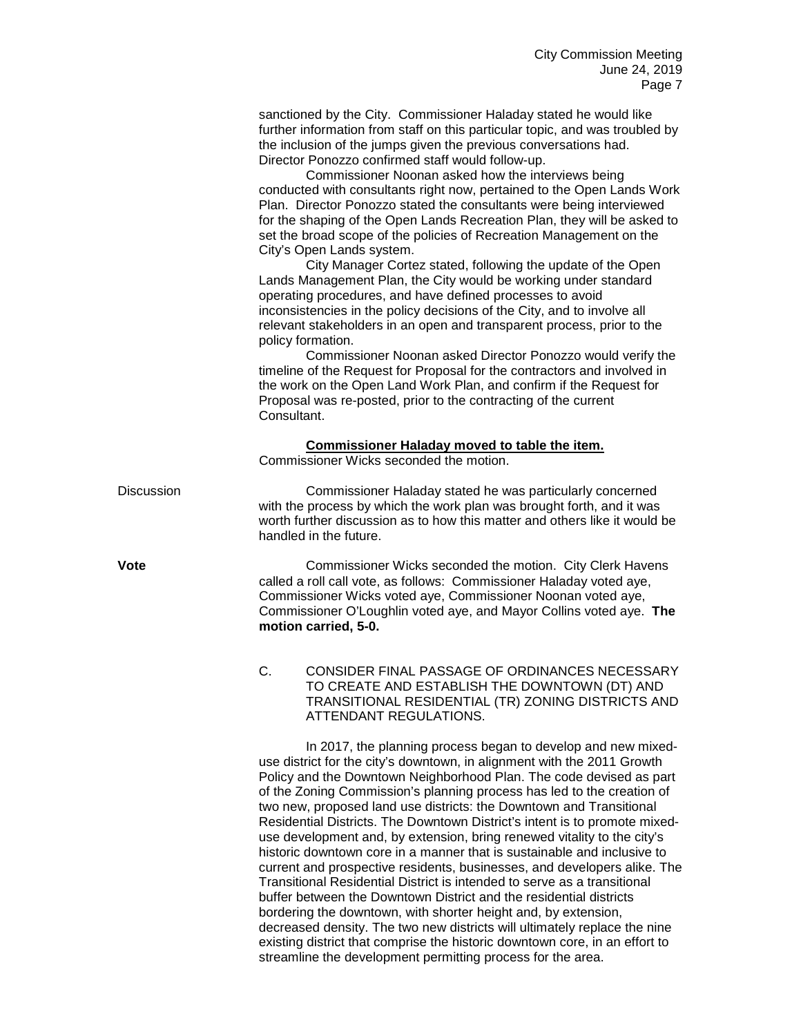sanctioned by the City. Commissioner Haladay stated he would like further information from staff on this particular topic, and was troubled by the inclusion of the jumps given the previous conversations had. Director Ponozzo confirmed staff would follow-up.

Commissioner Noonan asked how the interviews being conducted with consultants right now, pertained to the Open Lands Work Plan. Director Ponozzo stated the consultants were being interviewed for the shaping of the Open Lands Recreation Plan, they will be asked to set the broad scope of the policies of Recreation Management on the City's Open Lands system.

City Manager Cortez stated, following the update of the Open Lands Management Plan, the City would be working under standard operating procedures, and have defined processes to avoid inconsistencies in the policy decisions of the City, and to involve all relevant stakeholders in an open and transparent process, prior to the policy formation.

Commissioner Noonan asked Director Ponozzo would verify the timeline of the Request for Proposal for the contractors and involved in the work on the Open Land Work Plan, and confirm if the Request for Proposal was re-posted, prior to the contracting of the current Consultant.

**Commissioner Haladay moved to table the item.**
Commissioner Wicks seconded the motion.

Discussion

Commissioner Haladay stated he was particularly concerned with the process by which the work plan was brought forth, and it was worth further discussion as to how this matter and others like it would be handled in the future.

**Vote**

Commissioner Wicks seconded the motion. City Clerk Havens called a roll call vote, as follows: Commissioner Haladay voted aye, Commissioner Wicks voted aye, Commissioner Noonan voted aye, Commissioner O'Loughlin voted aye, and Mayor Collins voted aye. **The motion carried, 5-0.**

C. CONSIDER FINAL PASSAGE OF ORDINANCES NECESSARY TO CREATE AND ESTABLISH THE DOWNTOWN (DT) AND TRANSITIONAL RESIDENTIAL (TR) ZONING DISTRICTS AND ATTENDANT REGULATIONS.

In 2017, the planning process began to develop and new mixed-use district for the city's downtown, in alignment with the 2011 Growth Policy and the Downtown Neighborhood Plan. The code devised as part of the Zoning Commission's planning process has led to the creation of two new, proposed land use districts: the Downtown and Transitional Residential Districts. The Downtown District's intent is to promote mixed-use development and, by extension, bring renewed vitality to the city's historic downtown core in a manner that is sustainable and inclusive to current and prospective residents, businesses, and developers alike. The Transitional Residential District is intended to serve as a transitional buffer between the Downtown District and the residential districts bordering the downtown, with shorter height and, by extension, decreased density. The two new districts will ultimately replace the nine existing district that comprise the historic downtown core, in an effort to streamline the development permitting process for the area.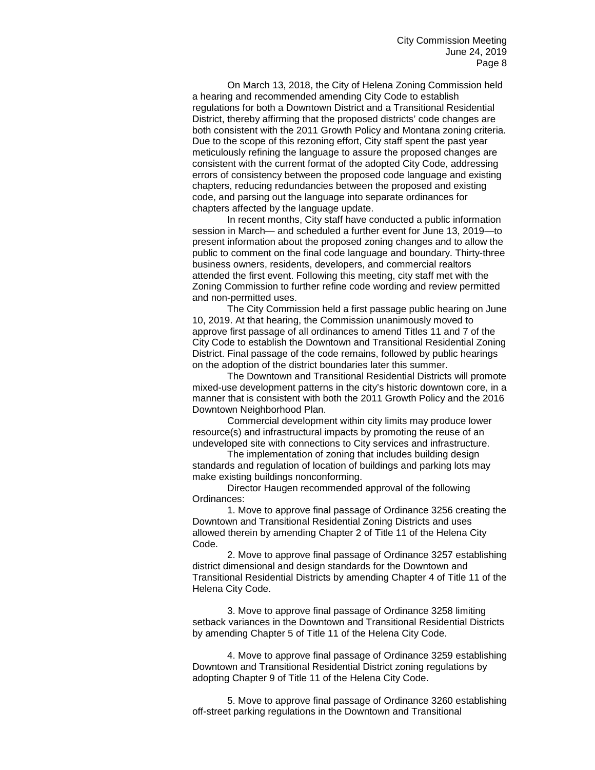On March 13, 2018, the City of Helena Zoning Commission held a hearing and recommended amending City Code to establish regulations for both a Downtown District and a Transitional Residential District, thereby affirming that the proposed districts' code changes are both consistent with the 2011 Growth Policy and Montana zoning criteria. Due to the scope of this rezoning effort, City staff spent the past year meticulously refining the language to assure the proposed changes are consistent with the current format of the adopted City Code, addressing errors of consistency between the proposed code language and existing chapters, reducing redundancies between the proposed and existing code, and parsing out the language into separate ordinances for chapters affected by the language update.

In recent months, City staff have conducted a public information session in March— and scheduled a further event for June 13, 2019—to present information about the proposed zoning changes and to allow the public to comment on the final code language and boundary. Thirty-three business owners, residents, developers, and commercial realtors attended the first event. Following this meeting, city staff met with the Zoning Commission to further refine code wording and review permitted and non-permitted uses.

The City Commission held a first passage public hearing on June 10, 2019. At that hearing, the Commission unanimously moved to approve first passage of all ordinances to amend Titles 11 and 7 of the City Code to establish the Downtown and Transitional Residential Zoning District. Final passage of the code remains, followed by public hearings on the adoption of the district boundaries later this summer.

The Downtown and Transitional Residential Districts will promote mixed-use development patterns in the city's historic downtown core, in a manner that is consistent with both the 2011 Growth Policy and the 2016 Downtown Neighborhood Plan.

Commercial development within city limits may produce lower resource(s) and infrastructural impacts by promoting the reuse of an undeveloped site with connections to City services and infrastructure.

The implementation of zoning that includes building design standards and regulation of location of buildings and parking lots may make existing buildings nonconforming.

Director Haugen recommended approval of the following Ordinances:

1. Move to approve final passage of Ordinance 3256 creating the Downtown and Transitional Residential Zoning Districts and uses allowed therein by amending Chapter 2 of Title 11 of the Helena City Code.

2. Move to approve final passage of Ordinance 3257 establishing district dimensional and design standards for the Downtown and Transitional Residential Districts by amending Chapter 4 of Title 11 of the Helena City Code.

3. Move to approve final passage of Ordinance 3258 limiting setback variances in the Downtown and Transitional Residential Districts by amending Chapter 5 of Title 11 of the Helena City Code.

4. Move to approve final passage of Ordinance 3259 establishing Downtown and Transitional Residential District zoning regulations by adopting Chapter 9 of Title 11 of the Helena City Code.

5. Move to approve final passage of Ordinance 3260 establishing off-street parking regulations in the Downtown and Transitional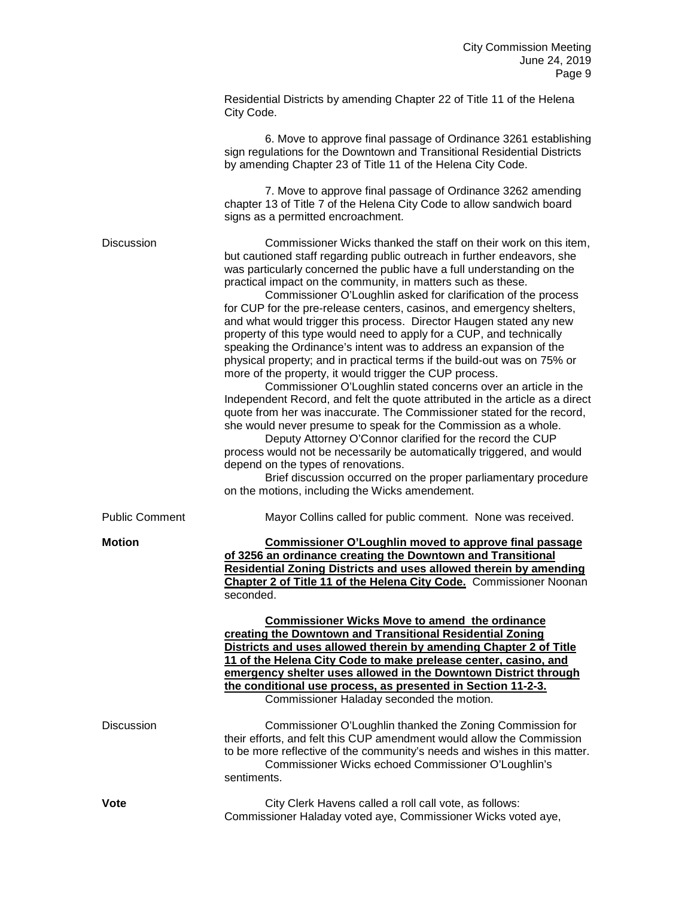Residential Districts by amending Chapter 22 of Title 11 of the Helena City Code.

6. Move to approve final passage of Ordinance 3261 establishing sign regulations for the Downtown and Transitional Residential Districts by amending Chapter 23 of Title 11 of the Helena City Code.

7. Move to approve final passage of Ordinance 3262 amending chapter 13 of Title 7 of the Helena City Code to allow sandwich board signs as a permitted encroachment.

Discussion

Commissioner Wicks thanked the staff on their work on this item, but cautioned staff regarding public outreach in further endeavors, she was particularly concerned the public have a full understanding on the practical impact on the community, in matters such as these.

Commissioner O'Loughlin asked for clarification of the process for CUP for the pre-release centers, casinos, and emergency shelters, and what would trigger this process. Director Haugen stated any new property of this type would need to apply for a CUP, and technically speaking the Ordinance's intent was to address an expansion of the physical property; and in practical terms if the build-out was on 75% or more of the property, it would trigger the CUP process.

Commissioner O'Loughlin stated concerns over an article in the Independent Record, and felt the quote attributed in the article as a direct quote from her was inaccurate. The Commissioner stated for the record, she would never presume to speak for the Commission as a whole.

Deputy Attorney O'Connor clarified for the record the CUP process would not be necessarily be automatically triggered, and would depend on the types of renovations.

Brief discussion occurred on the proper parliamentary procedure on the motions, including the Wicks amendement.

Public Comment

Mayor Collins called for public comment. None was received.

**Motion**

**Commissioner O'Loughlin moved to approve final passage of 3256 an ordinance creating the Downtown and Transitional Residential Zoning Districts and uses allowed therein by amending Chapter 2 of Title 11 of the Helena City Code.** Commissioner Noonan seconded.

**Commissioner Wicks Move to amend the ordinance creating the Downtown and Transitional Residential Zoning Districts and uses allowed therein by amending Chapter 2 of Title 11 of the Helena City Code to make prelease center, casino, and emergency shelter uses allowed in the Downtown District through the conditional use process, as presented in Section 11-2-3.** Commissioner Haladay seconded the motion.

Discussion

Commissioner O'Loughlin thanked the Zoning Commission for their efforts, and felt this CUP amendment would allow the Commission to be more reflective of the community's needs and wishes in this matter.

Commissioner Wicks echoed Commissioner O'Loughlin's sentiments.

**Vote**

City Clerk Havens called a roll call vote, as follows: Commissioner Haladay voted aye, Commissioner Wicks voted aye,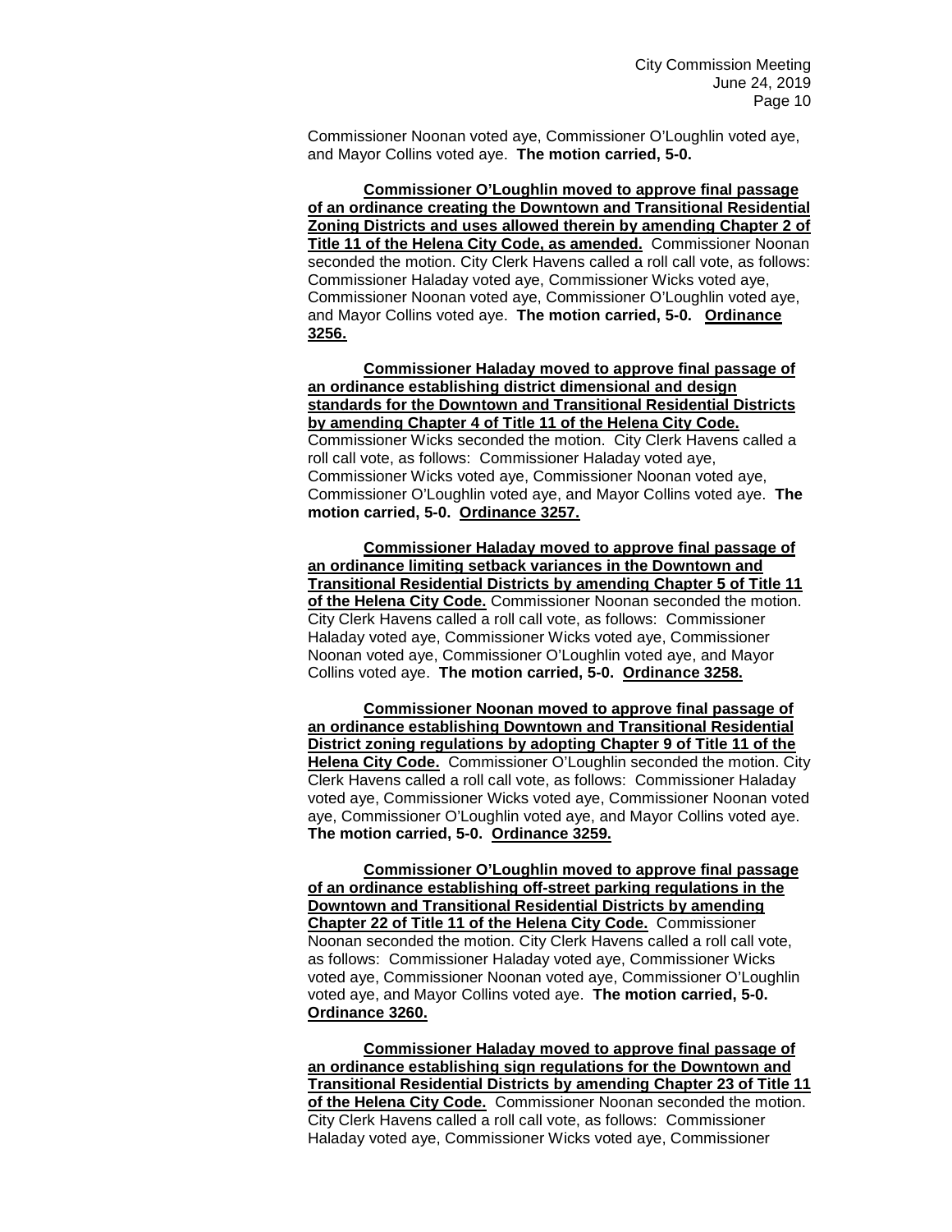Commissioner Noonan voted aye, Commissioner O'Loughlin voted aye, and Mayor Collins voted aye. **The motion carried, 5-0.**

**Commissioner O'Loughlin moved to approve final passage of an ordinance creating the Downtown and Transitional Residential Zoning Districts and uses allowed therein by amending Chapter 2 of Title 11 of the Helena City Code, as amended.** Commissioner Noonan seconded the motion. City Clerk Havens called a roll call vote, as follows: Commissioner Haladay voted aye, Commissioner Wicks voted aye, Commissioner Noonan voted aye, Commissioner O'Loughlin voted aye, and Mayor Collins voted aye. **The motion carried, 5-0. Ordinance 3256.**

**Commissioner Haladay moved to approve final passage of an ordinance establishing district dimensional and design standards for the Downtown and Transitional Residential Districts by amending Chapter 4 of Title 11 of the Helena City Code.** Commissioner Wicks seconded the motion. City Clerk Havens called a roll call vote, as follows: Commissioner Haladay voted aye, Commissioner Wicks voted aye, Commissioner Noonan voted aye, Commissioner O'Loughlin voted aye, and Mayor Collins voted aye. **The motion carried, 5-0. Ordinance 3257.**

**Commissioner Haladay moved to approve final passage of an ordinance limiting setback variances in the Downtown and Transitional Residential Districts by amending Chapter 5 of Title 11 of the Helena City Code.** Commissioner Noonan seconded the motion. City Clerk Havens called a roll call vote, as follows: Commissioner Haladay voted aye, Commissioner Wicks voted aye, Commissioner Noonan voted aye, Commissioner O'Loughlin voted aye, and Mayor Collins voted aye. **The motion carried, 5-0. Ordinance 3258.**

**Commissioner Noonan moved to approve final passage of an ordinance establishing Downtown and Transitional Residential District zoning regulations by adopting Chapter 9 of Title 11 of the Helena City Code.** Commissioner O'Loughlin seconded the motion. City Clerk Havens called a roll call vote, as follows: Commissioner Haladay voted aye, Commissioner Wicks voted aye, Commissioner Noonan voted aye, Commissioner O'Loughlin voted aye, and Mayor Collins voted aye. **The motion carried, 5-0. Ordinance 3259.**

**Commissioner O'Loughlin moved to approve final passage of an ordinance establishing off-street parking regulations in the Downtown and Transitional Residential Districts by amending Chapter 22 of Title 11 of the Helena City Code.** Commissioner Noonan seconded the motion. City Clerk Havens called a roll call vote, as follows: Commissioner Haladay voted aye, Commissioner Wicks voted aye, Commissioner Noonan voted aye, Commissioner O'Loughlin voted aye, and Mayor Collins voted aye. **The motion carried, 5-0. Ordinance 3260.**

**Commissioner Haladay moved to approve final passage of an ordinance establishing sign regulations for the Downtown and Transitional Residential Districts by amending Chapter 23 of Title 11 of the Helena City Code.** Commissioner Noonan seconded the motion. City Clerk Havens called a roll call vote, as follows: Commissioner Haladay voted aye, Commissioner Wicks voted aye, Commissioner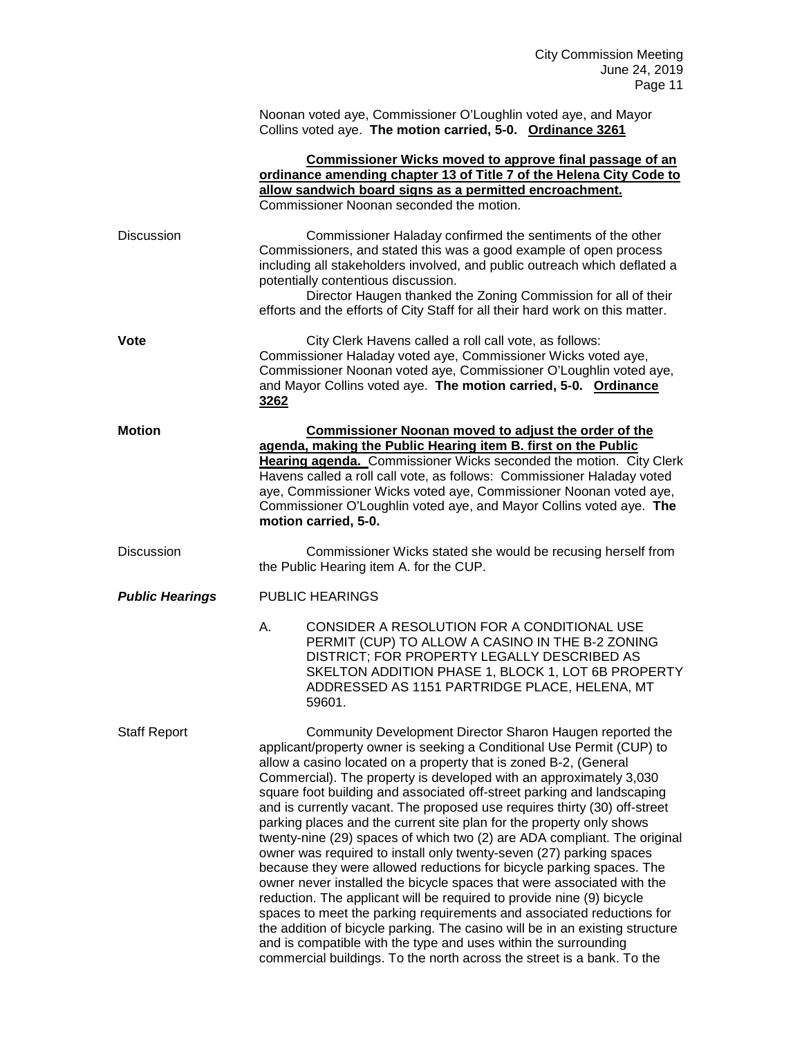Noonan voted aye, Commissioner O'Loughlin voted aye, and Mayor Collins voted aye. **The motion carried, 5-0. Ordinance 3261**

**Commissioner Wicks moved to approve final passage of an ordinance amending chapter 13 of Title 7 of the Helena City Code to allow sandwich board signs as a permitted encroachment.** Commissioner Noonan seconded the motion.

Discussion

Commissioner Haladay confirmed the sentiments of the other Commissioners, and stated this was a good example of open process including all stakeholders involved, and public outreach which deflated a potentially contentious discussion.

Director Haugen thanked the Zoning Commission for all of their efforts and the efforts of City Staff for all their hard work on this matter.

**Vote**

City Clerk Havens called a roll call vote, as follows: Commissioner Haladay voted aye, Commissioner Wicks voted aye, Commissioner Noonan voted aye, Commissioner O'Loughlin voted aye, and Mayor Collins voted aye. **The motion carried, 5-0. Ordinance 3262**

**Motion**

**Commissioner Noonan moved to adjust the order of the agenda, making the Public Hearing item B. first on the Public Hearing agenda.** Commissioner Wicks seconded the motion. City Clerk Havens called a roll call vote, as follows: Commissioner Haladay voted aye, Commissioner Wicks voted aye, Commissioner Noonan voted aye, Commissioner O'Loughlin voted aye, and Mayor Collins voted aye. **The motion carried, 5-0.**

Discussion

Commissioner Wicks stated she would be recusing herself from the Public Hearing item A. for the CUP.

***Public Hearings***

PUBLIC HEARINGS

A. CONSIDER A RESOLUTION FOR A CONDITIONAL USE PERMIT (CUP) TO ALLOW A CASINO IN THE B-2 ZONING DISTRICT; FOR PROPERTY LEGALLY DESCRIBED AS SKELTON ADDITION PHASE 1, BLOCK 1, LOT 6B PROPERTY ADDRESSED AS 1151 PARTRIDGE PLACE, HELENA, MT 59601.

Staff Report

Community Development Director Sharon Haugen reported the applicant/property owner is seeking a Conditional Use Permit (CUP) to allow a casino located on a property that is zoned B-2, (General Commercial). The property is developed with an approximately 3,030 square foot building and associated off-street parking and landscaping and is currently vacant. The proposed use requires thirty (30) off-street parking places and the current site plan for the property only shows twenty-nine (29) spaces of which two (2) are ADA compliant. The original owner was required to install only twenty-seven (27) parking spaces because they were allowed reductions for bicycle parking spaces. The owner never installed the bicycle spaces that were associated with the reduction. The applicant will be required to provide nine (9) bicycle spaces to meet the parking requirements and associated reductions for the addition of bicycle parking. The casino will be in an existing structure and is compatible with the type and uses within the surrounding commercial buildings. To the north across the street is a bank. To the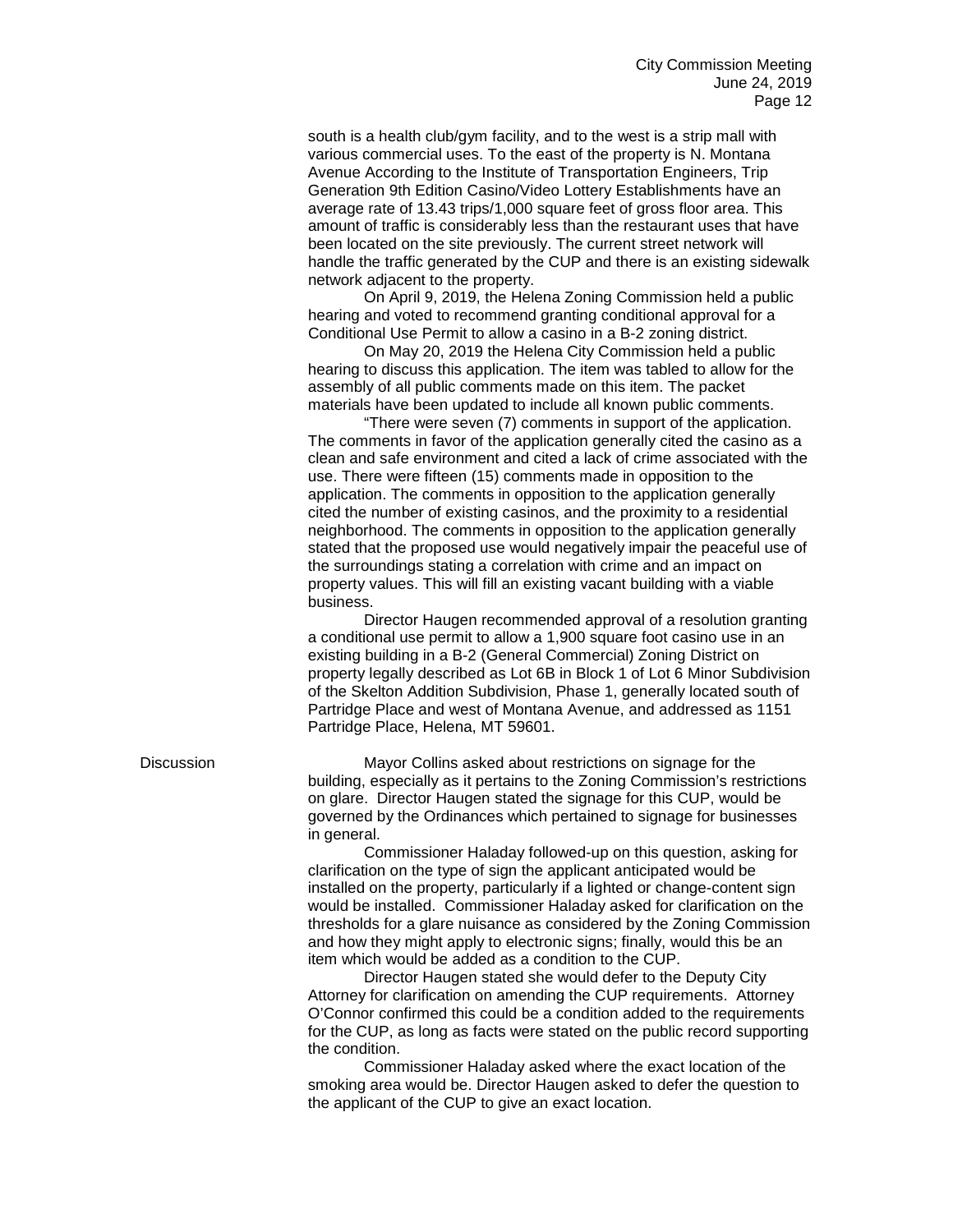south is a health club/gym facility, and to the west is a strip mall with various commercial uses. To the east of the property is N. Montana Avenue According to the Institute of Transportation Engineers, Trip Generation 9th Edition Casino/Video Lottery Establishments have an average rate of 13.43 trips/1,000 square feet of gross floor area. This amount of traffic is considerably less than the restaurant uses that have been located on the site previously. The current street network will handle the traffic generated by the CUP and there is an existing sidewalk network adjacent to the property.

On April 9, 2019, the Helena Zoning Commission held a public hearing and voted to recommend granting conditional approval for a Conditional Use Permit to allow a casino in a B-2 zoning district.

On May 20, 2019 the Helena City Commission held a public hearing to discuss this application. The item was tabled to allow for the assembly of all public comments made on this item. The packet materials have been updated to include all known public comments.

"There were seven (7) comments in support of the application. The comments in favor of the application generally cited the casino as a clean and safe environment and cited a lack of crime associated with the use. There were fifteen (15) comments made in opposition to the application. The comments in opposition to the application generally cited the number of existing casinos, and the proximity to a residential neighborhood. The comments in opposition to the application generally stated that the proposed use would negatively impair the peaceful use of the surroundings stating a correlation with crime and an impact on property values. This will fill an existing vacant building with a viable business.

Director Haugen recommended approval of a resolution granting a conditional use permit to allow a 1,900 square foot casino use in an existing building in a B-2 (General Commercial) Zoning District on property legally described as Lot 6B in Block 1 of Lot 6 Minor Subdivision of the Skelton Addition Subdivision, Phase 1, generally located south of Partridge Place and west of Montana Avenue, and addressed as 1151 Partridge Place, Helena, MT 59601.

**Discussion**

Mayor Collins asked about restrictions on signage for the building, especially as it pertains to the Zoning Commission's restrictions on glare. Director Haugen stated the signage for this CUP, would be governed by the Ordinances which pertained to signage for businesses in general.

Commissioner Haladay followed-up on this question, asking for clarification on the type of sign the applicant anticipated would be installed on the property, particularly if a lighted or change-content sign would be installed. Commissioner Haladay asked for clarification on the thresholds for a glare nuisance as considered by the Zoning Commission and how they might apply to electronic signs; finally, would this be an item which would be added as a condition to the CUP.

Director Haugen stated she would defer to the Deputy City Attorney for clarification on amending the CUP requirements. Attorney O'Connor confirmed this could be a condition added to the requirements for the CUP, as long as facts were stated on the public record supporting the condition.

Commissioner Haladay asked where the exact location of the smoking area would be. Director Haugen asked to defer the question to the applicant of the CUP to give an exact location.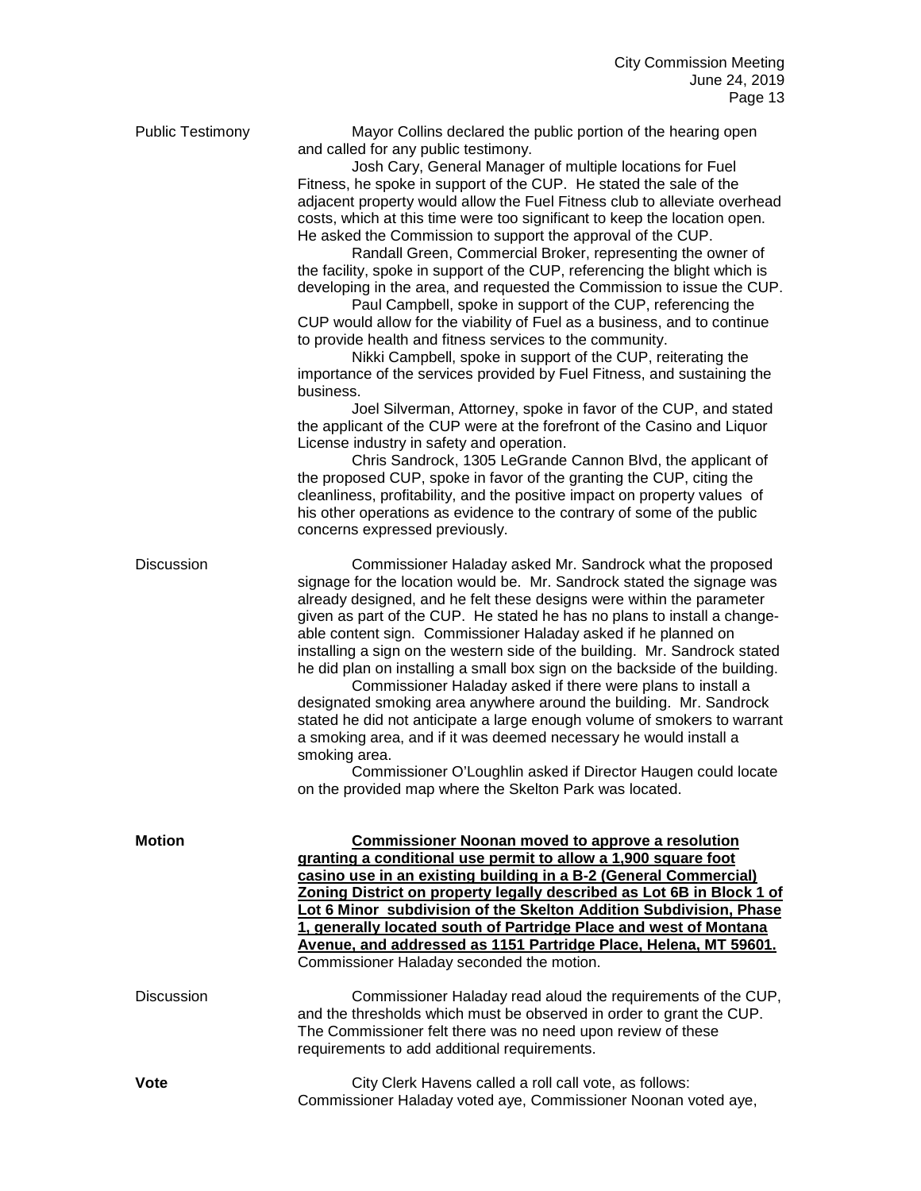**Public Testimony**

Mayor Collins declared the public portion of the hearing open and called for any public testimony.

Josh Cary, General Manager of multiple locations for Fuel Fitness, he spoke in support of the CUP. He stated the sale of the adjacent property would allow the Fuel Fitness club to alleviate overhead costs, which at this time were too significant to keep the location open. He asked the Commission to support the approval of the CUP.

Randall Green, Commercial Broker, representing the owner of the facility, spoke in support of the CUP, referencing the blight which is developing in the area, and requested the Commission to issue the CUP.

Paul Campbell, spoke in support of the CUP, referencing the CUP would allow for the viability of Fuel as a business, and to continue to provide health and fitness services to the community.

Nikki Campbell, spoke in support of the CUP, reiterating the importance of the services provided by Fuel Fitness, and sustaining the business.

Joel Silverman, Attorney, spoke in favor of the CUP, and stated the applicant of the CUP were at the forefront of the Casino and Liquor License industry in safety and operation.

Chris Sandrock, 1305 LeGrande Cannon Blvd, the applicant of the proposed CUP, spoke in favor of the granting the CUP, citing the cleanliness, profitability, and the positive impact on property values of his other operations as evidence to the contrary of some of the public concerns expressed previously.

**Discussion**

Commissioner Haladay asked Mr. Sandrock what the proposed signage for the location would be. Mr. Sandrock stated the signage was already designed, and he felt these designs were within the parameter given as part of the CUP. He stated he has no plans to install a change-able content sign. Commissioner Haladay asked if he planned on installing a sign on the western side of the building. Mr. Sandrock stated he did plan on installing a small box sign on the backside of the building.

Commissioner Haladay asked if there were plans to install a designated smoking area anywhere around the building. Mr. Sandrock stated he did not anticipate a large enough volume of smokers to warrant a smoking area, and if it was deemed necessary he would install a smoking area.

Commissioner O'Loughlin asked if Director Haugen could locate on the provided map where the Skelton Park was located.

**Motion**

**Commissioner Noonan moved to approve a resolution granting a conditional use permit to allow a 1,900 square foot casino use in an existing building in a B-2 (General Commercial) Zoning District on property legally described as Lot 6B in Block 1 of Lot 6 Minor subdivision of the Skelton Addition Subdivision, Phase 1, generally located south of Partridge Place and west of Montana Avenue, and addressed as 1151 Partridge Place, Helena, MT 59601.** Commissioner Haladay seconded the motion.

**Discussion**

Commissioner Haladay read aloud the requirements of the CUP, and the thresholds which must be observed in order to grant the CUP. The Commissioner felt there was no need upon review of these requirements to add additional requirements.

**Vote**

City Clerk Havens called a roll call vote, as follows: Commissioner Haladay voted aye, Commissioner Noonan voted aye,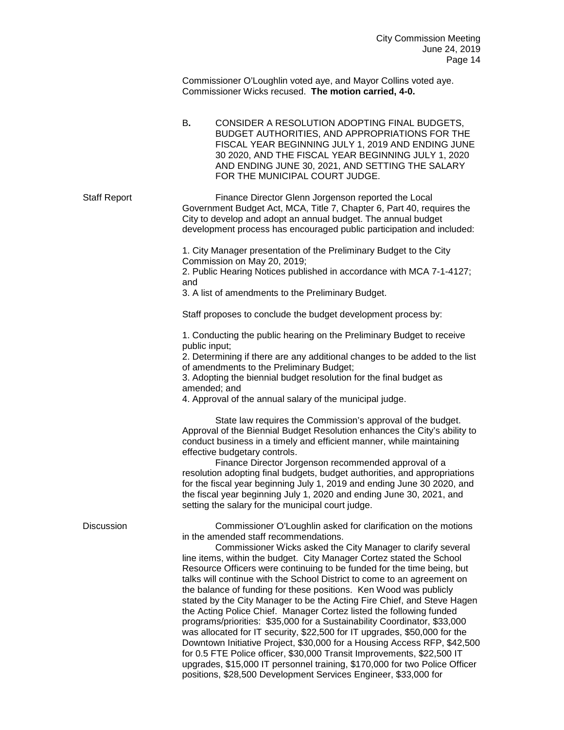Commissioner O'Loughlin voted aye, and Mayor Collins voted aye. Commissioner Wicks recused. **The motion carried, 4-0.**

B. CONSIDER A RESOLUTION ADOPTING FINAL BUDGETS, BUDGET AUTHORITIES, AND APPROPRIATIONS FOR THE FISCAL YEAR BEGINNING JULY 1, 2019 AND ENDING JUNE 30 2020, AND THE FISCAL YEAR BEGINNING JULY 1, 2020 AND ENDING JUNE 30, 2021, AND SETTING THE SALARY FOR THE MUNICIPAL COURT JUDGE.

Staff Report

Finance Director Glenn Jorgenson reported the Local Government Budget Act, MCA, Title 7, Chapter 6, Part 40, requires the City to develop and adopt an annual budget. The annual budget development process has encouraged public participation and included:

1. City Manager presentation of the Preliminary Budget to the City Commission on May 20, 2019;
2. Public Hearing Notices published in accordance with MCA 7-1-4127; and
3. A list of amendments to the Preliminary Budget.

Staff proposes to conclude the budget development process by:

1. Conducting the public hearing on the Preliminary Budget to receive public input;
2. Determining if there are any additional changes to be added to the list of amendments to the Preliminary Budget;
3. Adopting the biennial budget resolution for the final budget as amended; and
4. Approval of the annual salary of the municipal judge.

State law requires the Commission's approval of the budget. Approval of the Biennial Budget Resolution enhances the City's ability to conduct business in a timely and efficient manner, while maintaining effective budgetary controls.

Finance Director Jorgenson recommended approval of a resolution adopting final budgets, budget authorities, and appropriations for the fiscal year beginning July 1, 2019 and ending June 30 2020, and the fiscal year beginning July 1, 2020 and ending June 30, 2021, and setting the salary for the municipal court judge.

Discussion

Commissioner O'Loughlin asked for clarification on the motions in the amended staff recommendations.

Commissioner Wicks asked the City Manager to clarify several line items, within the budget. City Manager Cortez stated the School Resource Officers were continuing to be funded for the time being, but talks will continue with the School District to come to an agreement on the balance of funding for these positions. Ken Wood was publicly stated by the City Manager to be the Acting Fire Chief, and Steve Hagen the Acting Police Chief. Manager Cortez listed the following funded programs/priorities: $35,000 for a Sustainability Coordinator, $33,000 was allocated for IT security, $22,500 for IT upgrades, $50,000 for the Downtown Initiative Project, $30,000 for a Housing Access RFP, $42,500 for 0.5 FTE Police officer, $30,000 Transit Improvements, $22,500 IT upgrades, $15,000 IT personnel training, $170,000 for two Police Officer positions, $28,500 Development Services Engineer, $33,000 for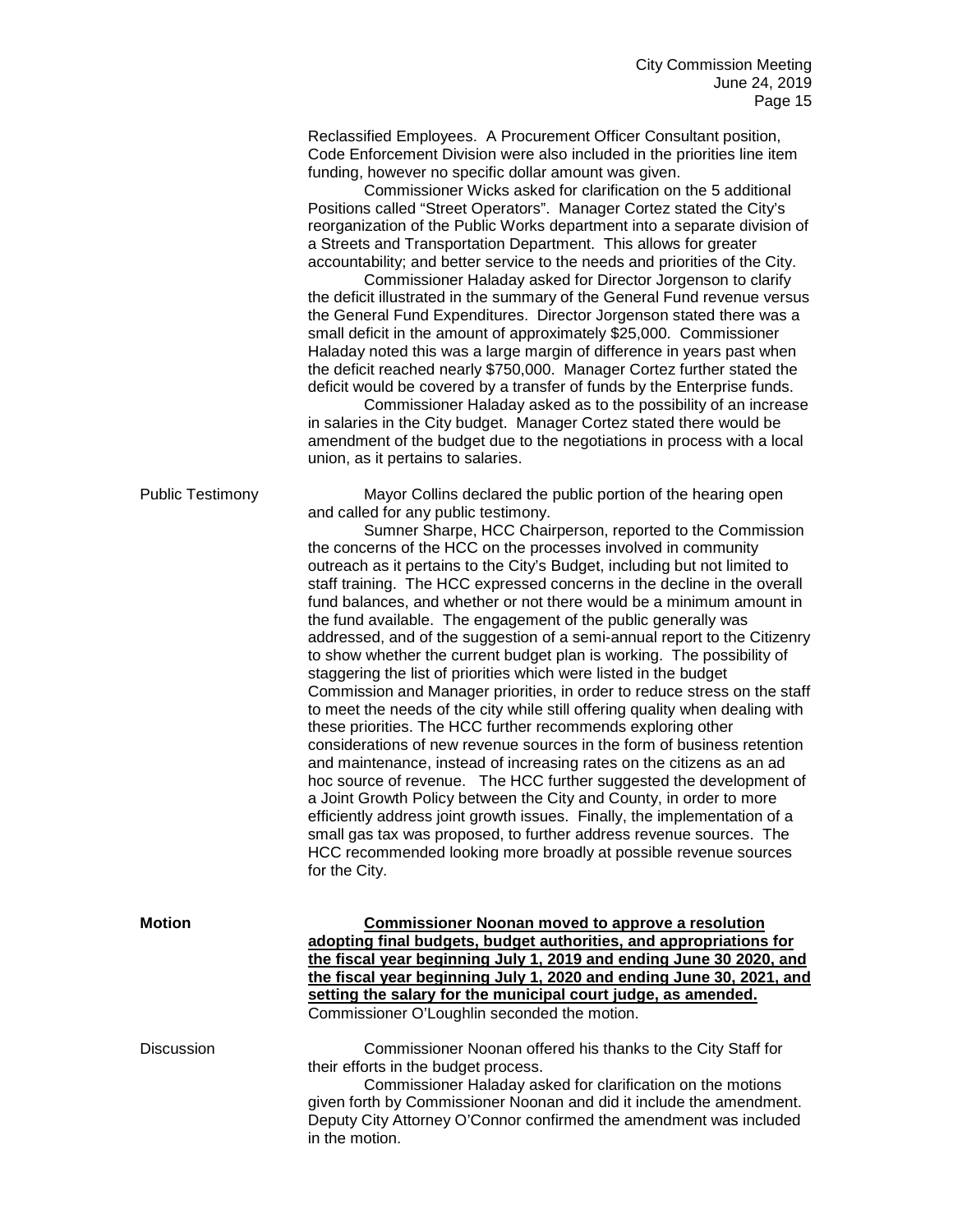Reclassified Employees. A Procurement Officer Consultant position, Code Enforcement Division were also included in the priorities line item funding, however no specific dollar amount was given.

Commissioner Wicks asked for clarification on the 5 additional Positions called "Street Operators". Manager Cortez stated the City's reorganization of the Public Works department into a separate division of a Streets and Transportation Department. This allows for greater accountability; and better service to the needs and priorities of the City.

Commissioner Haladay asked for Director Jorgenson to clarify the deficit illustrated in the summary of the General Fund revenue versus the General Fund Expenditures. Director Jorgenson stated there was a small deficit in the amount of approximately $25,000. Commissioner Haladay noted this was a large margin of difference in years past when the deficit reached nearly $750,000. Manager Cortez further stated the deficit would be covered by a transfer of funds by the Enterprise funds.

Commissioner Haladay asked as to the possibility of an increase in salaries in the City budget. Manager Cortez stated there would be amendment of the budget due to the negotiations in process with a local union, as it pertains to salaries.

Public Testimony

Mayor Collins declared the public portion of the hearing open and called for any public testimony.

Sumner Sharpe, HCC Chairperson, reported to the Commission the concerns of the HCC on the processes involved in community outreach as it pertains to the City's Budget, including but not limited to staff training. The HCC expressed concerns in the decline in the overall fund balances, and whether or not there would be a minimum amount in the fund available. The engagement of the public generally was addressed, and of the suggestion of a semi-annual report to the Citizenry to show whether the current budget plan is working. The possibility of staggering the list of priorities which were listed in the budget Commission and Manager priorities, in order to reduce stress on the staff to meet the needs of the city while still offering quality when dealing with these priorities. The HCC further recommends exploring other considerations of new revenue sources in the form of business retention and maintenance, instead of increasing rates on the citizens as an ad hoc source of revenue. The HCC further suggested the development of a Joint Growth Policy between the City and County, in order to more efficiently address joint growth issues. Finally, the implementation of a small gas tax was proposed, to further address revenue sources. The HCC recommended looking more broadly at possible revenue sources for the City.

**Motion**

**Commissioner Noonan moved to approve a resolution adopting final budgets, budget authorities, and appropriations for the fiscal year beginning July 1, 2019 and ending June 30 2020, and the fiscal year beginning July 1, 2020 and ending June 30, 2021, and setting the salary for the municipal court judge, as amended.** Commissioner O'Loughlin seconded the motion.

Discussion

Commissioner Noonan offered his thanks to the City Staff for their efforts in the budget process.

Commissioner Haladay asked for clarification on the motions given forth by Commissioner Noonan and did it include the amendment. Deputy City Attorney O'Connor confirmed the amendment was included in the motion.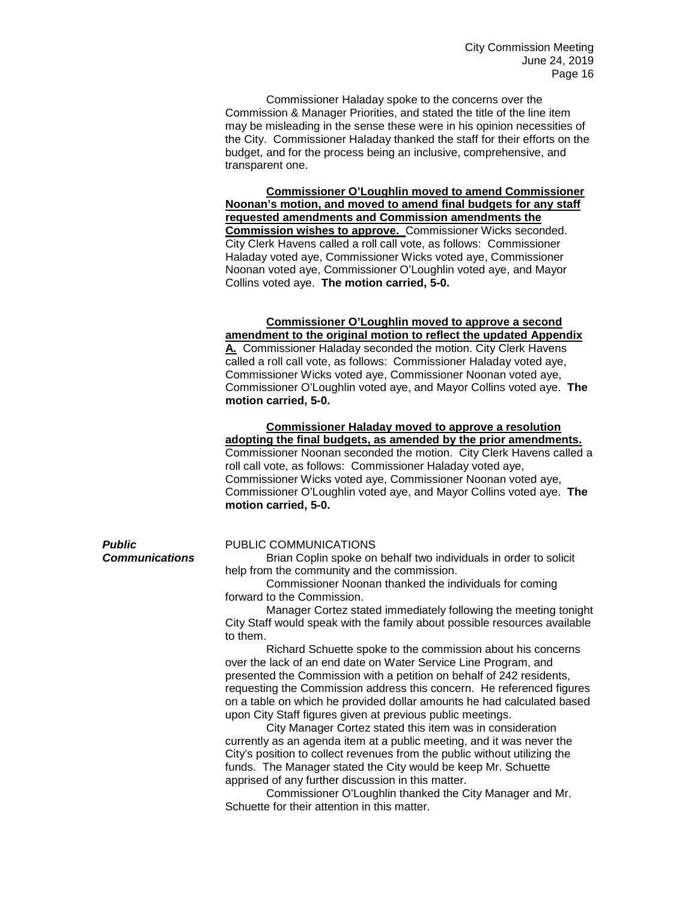Commissioner Haladay spoke to the concerns over the Commission & Manager Priorities, and stated the title of the line item may be misleading in the sense these were in his opinion necessities of the City. Commissioner Haladay thanked the staff for their efforts on the budget, and for the process being an inclusive, comprehensive, and transparent one.

**Commissioner O'Loughlin moved to amend Commissioner Noonan's motion, and moved to amend final budgets for any staff requested amendments and Commission amendments the Commission wishes to approve.** Commissioner Wicks seconded. City Clerk Havens called a roll call vote, as follows: Commissioner Haladay voted aye, Commissioner Wicks voted aye, Commissioner Noonan voted aye, Commissioner O'Loughlin voted aye, and Mayor Collins voted aye. **The motion carried, 5-0.**

**Commissioner O'Loughlin moved to approve a second amendment to the original motion to reflect the updated Appendix A.** Commissioner Haladay seconded the motion. City Clerk Havens called a roll call vote, as follows: Commissioner Haladay voted aye, Commissioner Wicks voted aye, Commissioner Noonan voted aye, Commissioner O'Loughlin voted aye, and Mayor Collins voted aye. **The motion carried, 5-0.**

**Commissioner Haladay moved to approve a resolution adopting the final budgets, as amended by the prior amendments.** Commissioner Noonan seconded the motion. City Clerk Havens called a roll call vote, as follows: Commissioner Haladay voted aye, Commissioner Wicks voted aye, Commissioner Noonan voted aye, Commissioner O'Loughlin voted aye, and Mayor Collins voted aye. **The motion carried, 5-0.**

***Public Communications***

PUBLIC COMMUNICATIONS

Brian Coplin spoke on behalf two individuals in order to solicit help from the community and the commission.

Commissioner Noonan thanked the individuals for coming forward to the Commission.

Manager Cortez stated immediately following the meeting tonight City Staff would speak with the family about possible resources available to them.

Richard Schuette spoke to the commission about his concerns over the lack of an end date on Water Service Line Program, and presented the Commission with a petition on behalf of 242 residents, requesting the Commission address this concern. He referenced figures on a table on which he provided dollar amounts he had calculated based upon City Staff figures given at previous public meetings.

City Manager Cortez stated this item was in consideration currently as an agenda item at a public meeting, and it was never the City's position to collect revenues from the public without utilizing the funds. The Manager stated the City would be keep Mr. Schuette apprised of any further discussion in this matter.

Commissioner O'Loughlin thanked the City Manager and Mr. Schuette for their attention in this matter.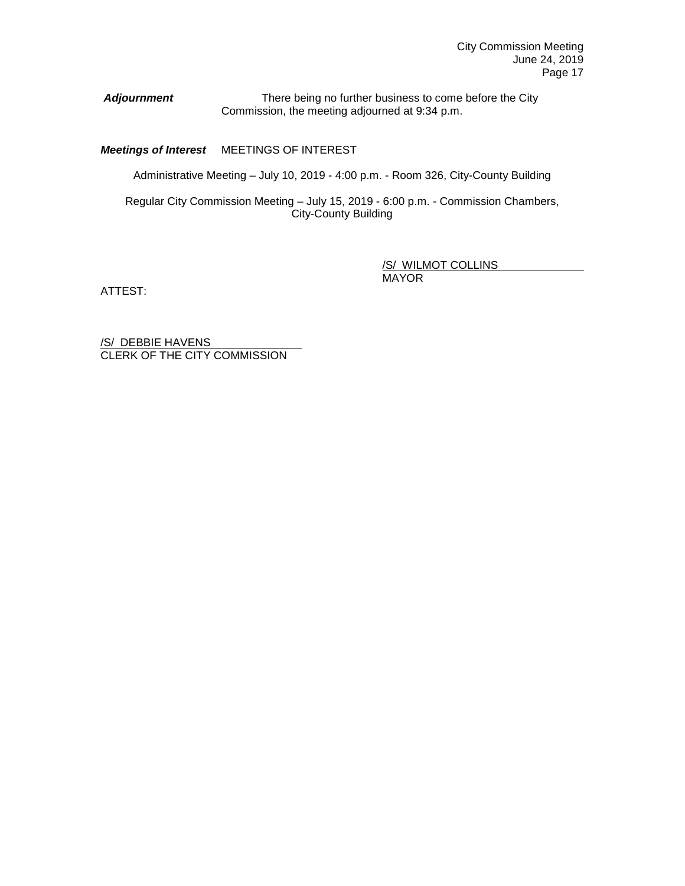***Adjournment*** There being no further business to come before the City Commission, the meeting adjourned at 9:34 p.m.

***Meetings of Interest*** MEETINGS OF INTEREST

Administrative Meeting – July 10, 2019 - 4:00 p.m. - Room 326, City-County Building

Regular City Commission Meeting – July 15, 2019 - 6:00 p.m. - Commission Chambers, City-County Building

/S/ WILMOT COLLINS
MAYOR

ATTEST:

/S/ DEBBIE HAVENS
CLERK OF THE CITY COMMISSION